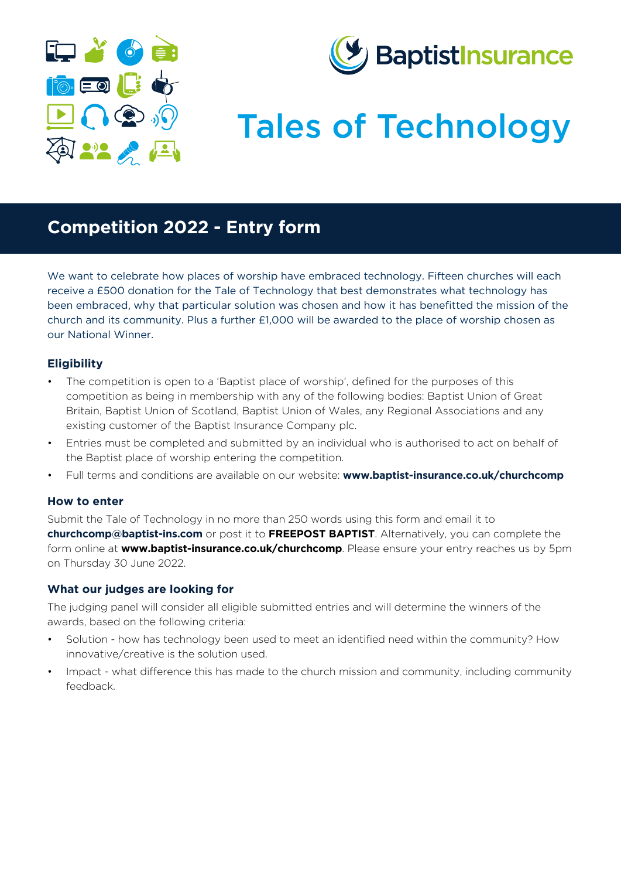BaptistInsurance

# Tales of Technology

## Competition 2022 - Entry form

We want to celebrate how places of worship have embraced technology. Fifteen churches will each receive a £500 donation for the Tale of Technology that best demonstrates what technology has been embraced, why that particular solution was chosen and how it has benefitted the mission of the church and its community. Plus a further £1,000 will be awarded to the place of worship chosen as our National Winner.

### Eligibility

- The competition is open to a 'Baptist place of worship', defined for the purposes of this competition as being in membership with any of the following bodies: Baptist Union of Great Britain, Baptist Union of Scotland, Baptist Union of Wales, any Regional Associations and any existing customer of the Baptist Insurance Company plc.
- Entries must be completed and submitted by an individual who is authorised to act on behalf of the Baptist place of worship entering the competition.
- Full terms and conditions are available on our website: **www.baptist-insurance.co.uk/churchcomp**

### How to enter

Submit the Tale of Technology in no more than 250 words using this form and email it to **churchcomp@baptist-ins.com** or post it to **FREEPOST BAPTIST**. Alternatively, you can complete the form online at **www.baptist-insurance.co.uk/churchcomp**. Please ensure your entry reaches us by 5pm on Thursday 30 June 2022.

### What our judges are looking for

The judging panel will consider all eligible submitted entries and will determine the winners of the awards, based on the following criteria:

- Solution - how has technology been used to meet an identified need within the community? How innovative/creative is the solution used.
- Impact - what difference this has made to the church mission and community, including community feedback.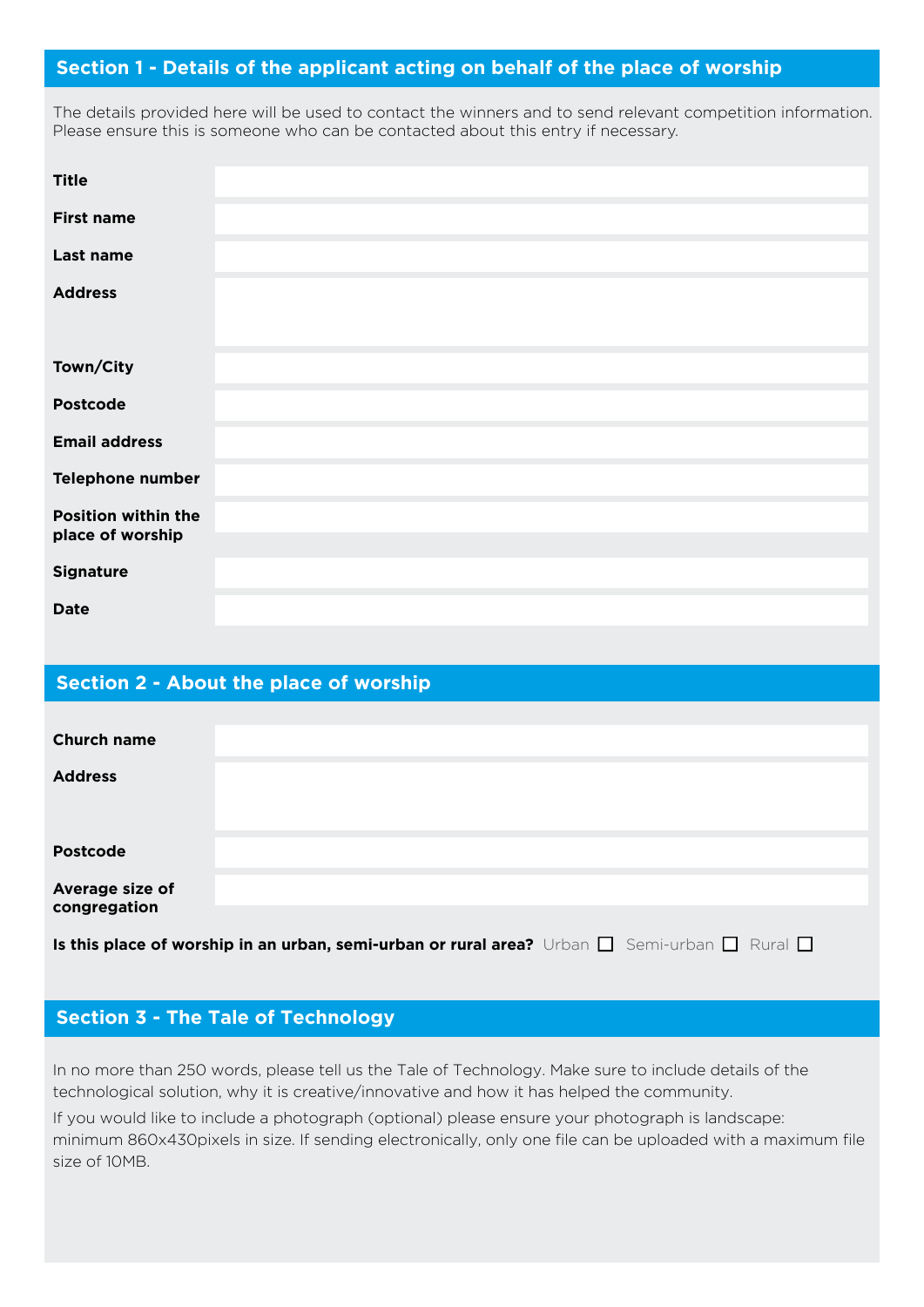## Section 1 - Details of the applicant acting on behalf of the place of worship

The details provided here will be used to contact the winners and to send relevant competition information. Please ensure this is someone who can be contacted about this entry if necessary.

| | |
|---|---|
| **Title** | |
| **First name** | |
| **Last name** | |
| **Address** | |
| **Town/City** | |
| **Postcode** | |
| **Email address** | |
| **Telephone number** | |
| **Position within the place of worship** | |
| **Signature** | |
| **Date** | |

## Section 2 - About the place of worship

| | |
|---|---|
| **Church name** | |
| **Address** | |
| **Postcode** | |
| **Average size of congregation** | |

**Is this place of worship in an urban, semi-urban or rural area?** Urban ☐ Semi-urban ☐ Rural ☐

## Section 3 - The Tale of Technology

In no more than 250 words, please tell us the Tale of Technology. Make sure to include details of the technological solution, why it is creative/innovative and how it has helped the community.

If you would like to include a photograph (optional) please ensure your photograph is landscape: minimum 860x430pixels in size. If sending electronically, only one file can be uploaded with a maximum file size of 10MB.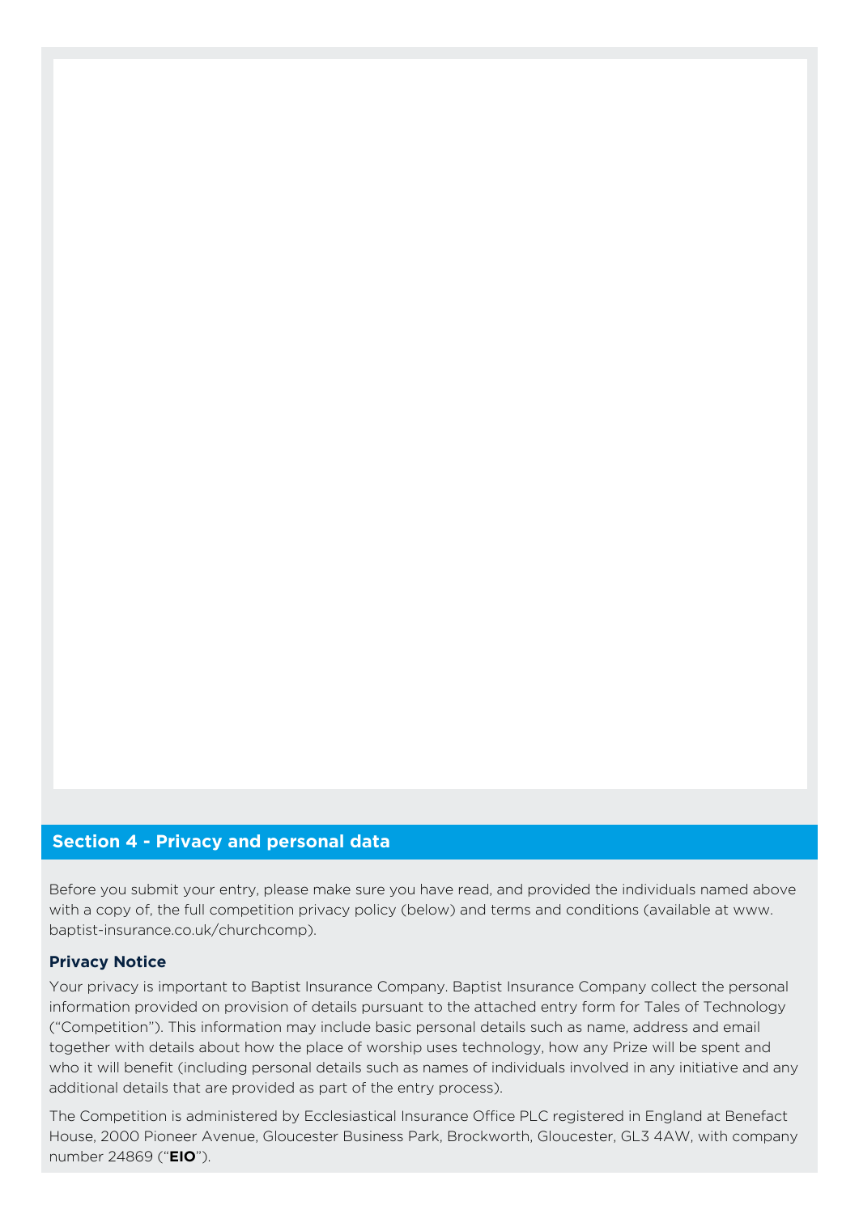## Section 4 - Privacy and personal data

Before you submit your entry, please make sure you have read, and provided the individuals named above with a copy of, the full competition privacy policy (below) and terms and conditions (available at www.baptist-insurance.co.uk/churchcomp).

### Privacy Notice

Your privacy is important to Baptist Insurance Company. Baptist Insurance Company collect the personal information provided on provision of details pursuant to the attached entry form for Tales of Technology ("Competition"). This information may include basic personal details such as name, address and email together with details about how the place of worship uses technology, how any Prize will be spent and who it will benefit (including personal details such as names of individuals involved in any initiative and any additional details that are provided as part of the entry process).

The Competition is administered by Ecclesiastical Insurance Office PLC registered in England at Benefact House, 2000 Pioneer Avenue, Gloucester Business Park, Brockworth, Gloucester, GL3 4AW, with company number 24869 ("**EIO**").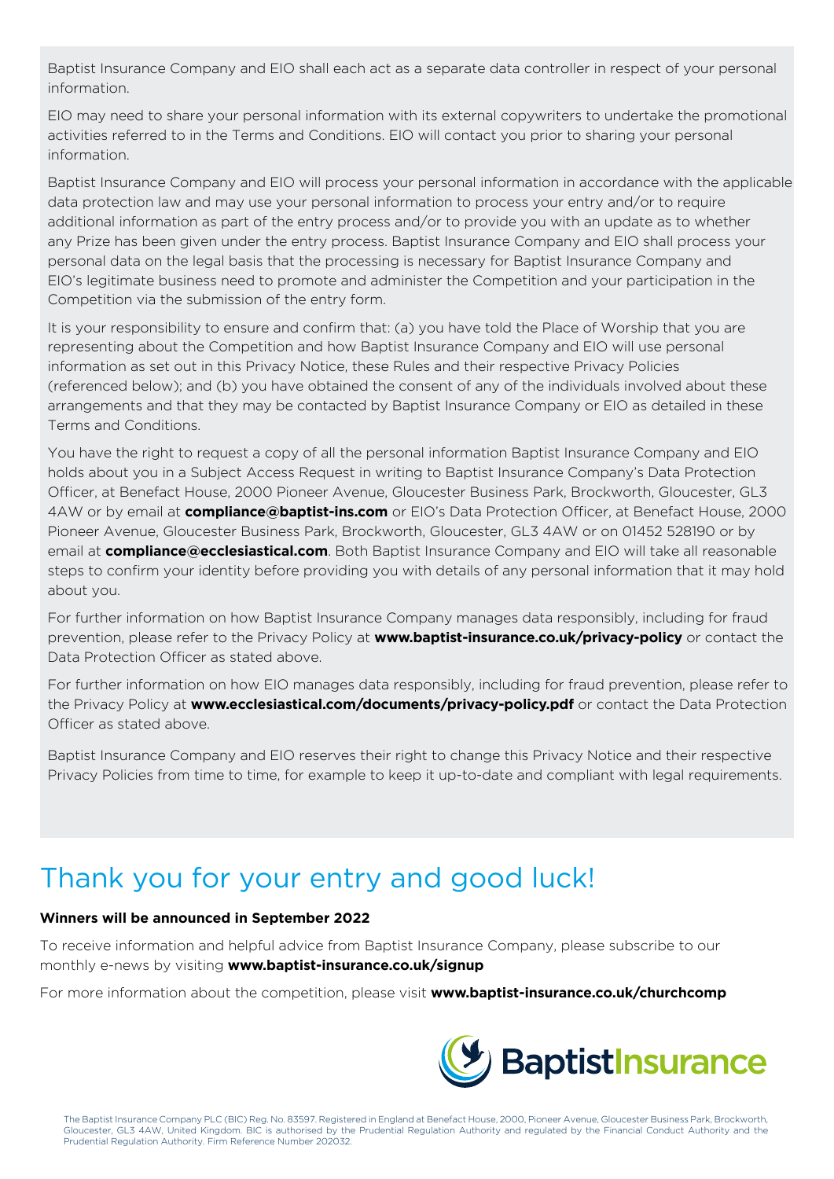Baptist Insurance Company and EIO shall each act as a separate data controller in respect of your personal information.

EIO may need to share your personal information with its external copywriters to undertake the promotional activities referred to in the Terms and Conditions. EIO will contact you prior to sharing your personal information.

Baptist Insurance Company and EIO will process your personal information in accordance with the applicable data protection law and may use your personal information to process your entry and/or to require additional information as part of the entry process and/or to provide you with an update as to whether any Prize has been given under the entry process. Baptist Insurance Company and EIO shall process your personal data on the legal basis that the processing is necessary for Baptist Insurance Company and EIO's legitimate business need to promote and administer the Competition and your participation in the Competition via the submission of the entry form.

It is your responsibility to ensure and confirm that: (a) you have told the Place of Worship that you are representing about the Competition and how Baptist Insurance Company and EIO will use personal information as set out in this Privacy Notice, these Rules and their respective Privacy Policies (referenced below); and (b) you have obtained the consent of any of the individuals involved about these arrangements and that they may be contacted by Baptist Insurance Company or EIO as detailed in these Terms and Conditions.

You have the right to request a copy of all the personal information Baptist Insurance Company and EIO holds about you in a Subject Access Request in writing to Baptist Insurance Company's Data Protection Officer, at Benefact House, 2000 Pioneer Avenue, Gloucester Business Park, Brockworth, Gloucester, GL3 4AW or by email at **compliance@baptist-ins.com** or EIO's Data Protection Officer, at Benefact House, 2000 Pioneer Avenue, Gloucester Business Park, Brockworth, Gloucester, GL3 4AW or on 01452 528190 or by email at **compliance@ecclesiastical.com**. Both Baptist Insurance Company and EIO will take all reasonable steps to confirm your identity before providing you with details of any personal information that it may hold about you.

For further information on how Baptist Insurance Company manages data responsibly, including for fraud prevention, please refer to the Privacy Policy at **www.baptist-insurance.co.uk/privacy-policy** or contact the Data Protection Officer as stated above.

For further information on how EIO manages data responsibly, including for fraud prevention, please refer to the Privacy Policy at **www.ecclesiastical.com/documents/privacy-policy.pdf** or contact the Data Protection Officer as stated above.

Baptist Insurance Company and EIO reserves their right to change this Privacy Notice and their respective Privacy Policies from time to time, for example to keep it up-to-date and compliant with legal requirements.

# Thank you for your entry and good luck!

**Winners will be announced in September 2022**

To receive information and helpful advice from Baptist Insurance Company, please subscribe to our monthly e-news by visiting **www.baptist-insurance.co.uk/signup**

For more information about the competition, please visit **www.baptist-insurance.co.uk/churchcomp**

BaptistInsurance

The Baptist Insurance Company PLC (BIC) Reg. No. 83597. Registered in England at Benefact House, 2000, Pioneer Avenue, Gloucester Business Park, Brockworth, Gloucester, GL3 4AW, United Kingdom. BIC is authorised by the Prudential Regulation Authority and regulated by the Financial Conduct Authority and the Prudential Regulation Authority. Firm Reference Number 202032.